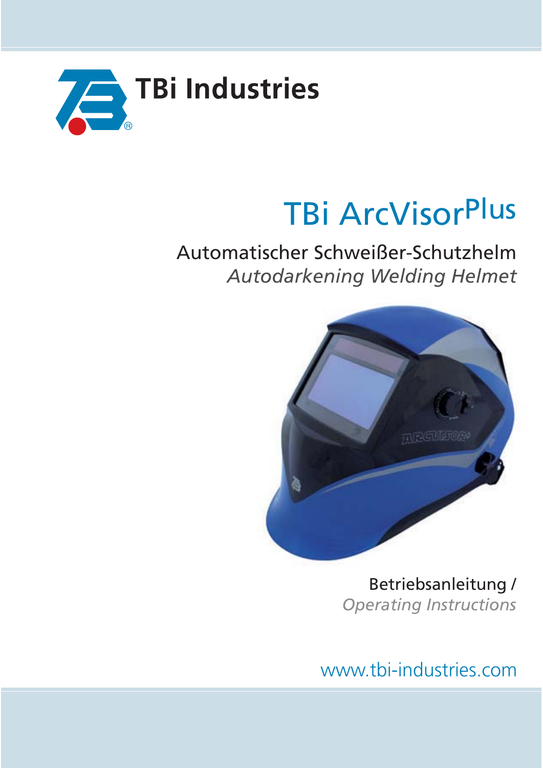TBi Industries

# TBi ArcVisor^Plus

## Automatischer Schweißer-Schutzhelm

*Autodarkening Welding Helmet*

Betriebsanleitung /

*Operating Instructions*

www.tbi-industries.com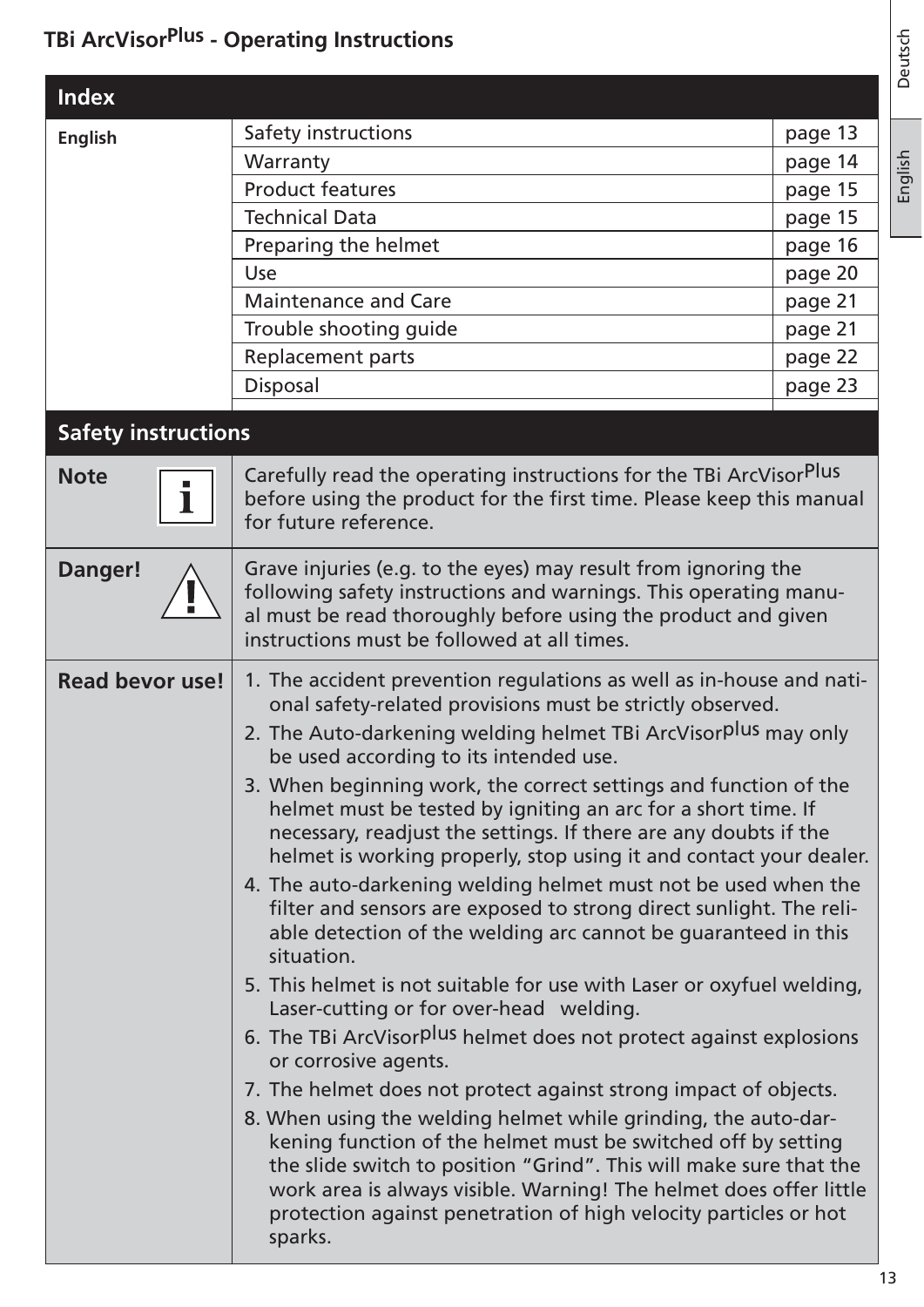# TBi ArcVisor^Plus - Operating Instructions

## Index

| | | |
|---|---|---|
| **English** | Safety instructions | page 13 |
| | Warranty | page 14 |
| | Product features | page 15 |
| | Technical Data | page 15 |
| | Preparing the helmet | page 16 |
| | Use | page 20 |
| | Maintenance and Care | page 21 |
| | Trouble shooting guide | page 21 |
| | Replacement parts | page 22 |
| | Disposal | page 23 |

## Safety instructions

| | |
|---|---|
| **Note** | Carefully read the operating instructions for the TBi ArcVisorPlus before using the product for the first time. Please keep this manual for future reference. |
| **Danger!** | Grave injuries (e.g. to the eyes) may result from ignoring the following safety instructions and warnings. This operating manual must be read thoroughly before using the product and given instructions must be followed at all times. |
| **Read bevor use!** | 1. The accident prevention regulations as well as in-house and national safety-related provisions must be strictly observed.<br>2. The Auto-darkening welding helmet TBi ArcVisorplus may only be used according to its intended use.<br>3. When beginning work, the correct settings and function of the helmet must be tested by igniting an arc for a short time. If necessary, readjust the settings. If there are any doubts if the helmet is working properly, stop using it and contact your dealer.<br>4. The auto-darkening welding helmet must not be used when the filter and sensors are exposed to strong direct sunlight. The reliable detection of the welding arc cannot be guaranteed in this situation.<br>5. This helmet is not suitable for use with Laser or oxyfuel welding, Laser-cutting or for over-head welding.<br>6. The TBi ArcVisorplus helmet does not protect against explosions or corrosive agents.<br>7. The helmet does not protect against strong impact of objects.<br>8. When using the welding helmet while grinding, the auto-darkening function of the helmet must be switched off by setting the slide switch to position “Grind”. This will make sure that the work area is always visible. Warning! The helmet does offer little protection against penetration of high velocity particles or hot sparks. |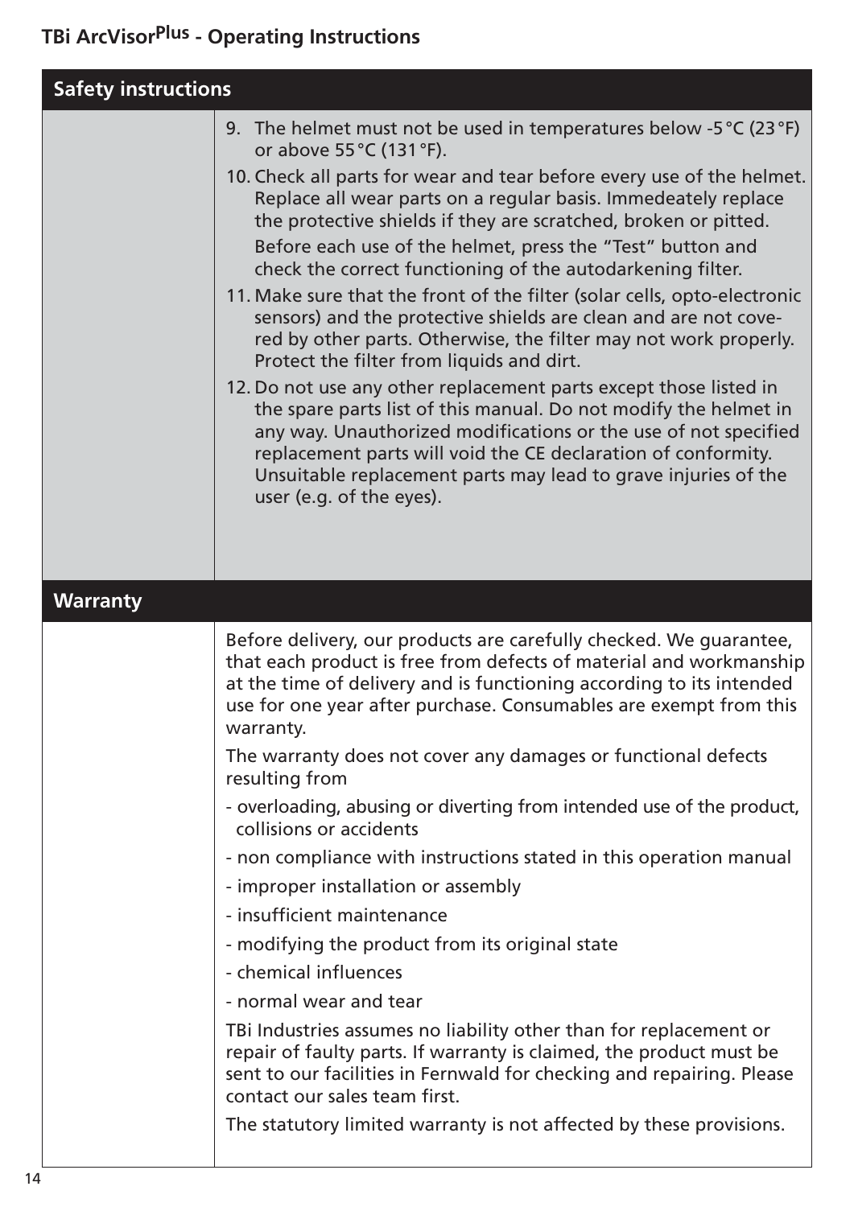## Safety instructions

9. The helmet must not be used in temperatures below -5 °C (23 °F) or above 55 °C (131 °F).
10. Check all parts for wear and tear before every use of the helmet. Replace all wear parts on a regular basis. Immedeately replace the protective shields if they are scratched, broken or pitted.

    Before each use of the helmet, press the "Test" button and check the correct functioning of the autodarkening filter.
11. Make sure that the front of the filter (solar cells, opto-electronic sensors) and the protective shields are clean and are not covered by other parts. Otherwise, the filter may not work properly. Protect the filter from liquids and dirt.
12. Do not use any other replacement parts except those listed in the spare parts list of this manual. Do not modify the helmet in any way. Unauthorized modifications or the use of not specified replacement parts will void the CE declaration of conformity. Unsuitable replacement parts may lead to grave injuries of the user (e.g. of the eyes).

## Warranty

Before delivery, our products are carefully checked. We guarantee, that each product is free from defects of material and workmanship at the time of delivery and is functioning according to its intended use for one year after purchase. Consumables are exempt from this warranty.

The warranty does not cover any damages or functional defects resulting from

- overloading, abusing or diverting from intended use of the product, collisions or accidents
- non compliance with instructions stated in this operation manual
- improper installation or assembly
- insufficient maintenance
- modifying the product from its original state
- chemical influences
- normal wear and tear

TBi Industries assumes no liability other than for replacement or repair of faulty parts. If warranty is claimed, the product must be sent to our facilities in Fernwald for checking and repairing. Please contact our sales team first.

The statutory limited warranty is not affected by these provisions.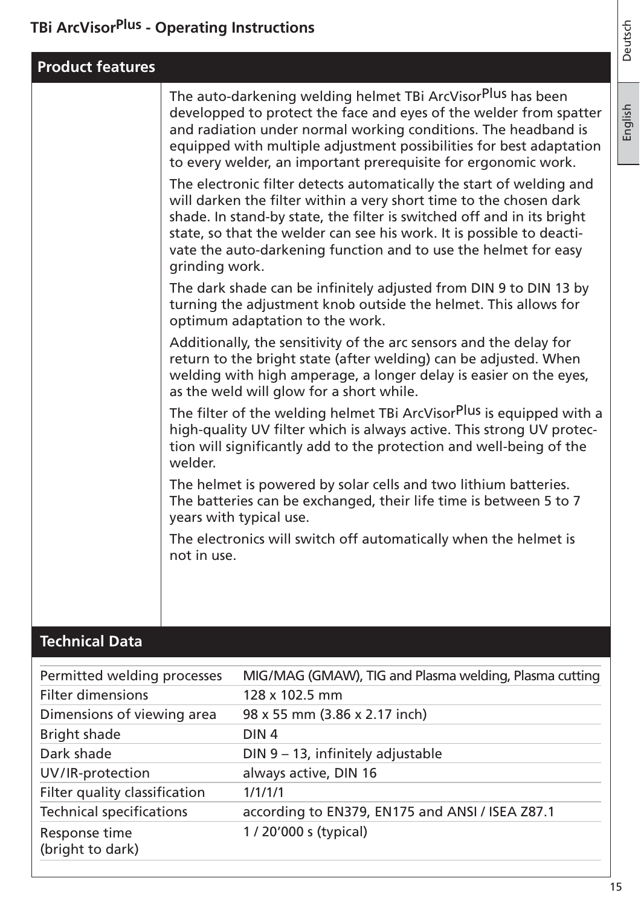## Product features

The auto-darkening welding helmet TBi ArcVisorPlus has been developped to protect the face and eyes of the welder from spatter and radiation under normal working conditions. The headband is equipped with multiple adjustment possibilities for best adaptation to every welder, an important prerequisite for ergonomic work.

The electronic filter detects automatically the start of welding and will darken the filter within a very short time to the chosen dark shade. In stand-by state, the filter is switched off and in its bright state, so that the welder can see his work. It is possible to deactivate the auto-darkening function and to use the helmet for easy grinding work.

The dark shade can be infinitely adjusted from DIN 9 to DIN 13 by turning the adjustment knob outside the helmet. This allows for optimum adaptation to the work.

Additionally, the sensitivity of the arc sensors and the delay for return to the bright state (after welding) can be adjusted. When welding with high amperage, a longer delay is easier on the eyes, as the weld will glow for a short while.

The filter of the welding helmet TBi ArcVisorPlus is equipped with a high-quality UV filter which is always active. This strong UV protection will significantly add to the protection and well-being of the welder.

The helmet is powered by solar cells and two lithium batteries. The batteries can be exchanged, their life time is between 5 to 7 years with typical use.

The electronics will switch off automatically when the helmet is not in use.

## Technical Data

| | |
|---|---|
| Permitted welding processes | MIG/MAG (GMAW), TIG and Plasma welding, Plasma cutting |
| Filter dimensions | 128 x 102.5 mm |
| Dimensions of viewing area | 98 x 55 mm (3.86 x 2.17 inch) |
| Bright shade | DIN 4 |
| Dark shade | DIN 9 – 13, infinitely adjustable |
| UV/IR-protection | always active, DIN 16 |
| Filter quality classification | 1/1/1/1 |
| Technical specifications | according to EN379, EN175 and ANSI / ISEA Z87.1 |
| Response time (bright to dark) | 1 / 20'000 s (typical) |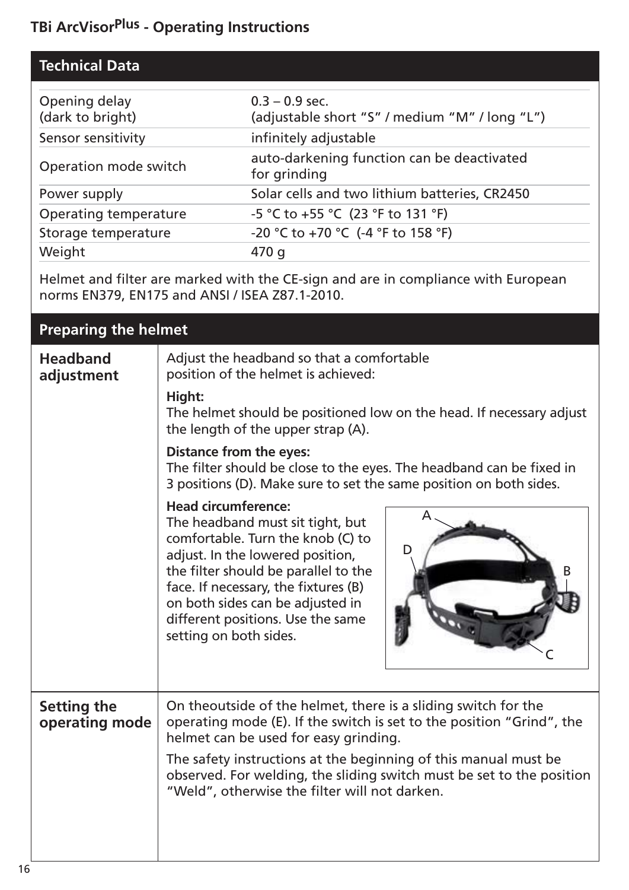# TBi ArcVisor[Plus] - Operating Instructions

## Technical Data

| | |
|---|---|
| Opening delay (dark to bright) | 0.3 – 0.9 sec. (adjustable short "S" / medium "M" / long "L") |
| Sensor sensitivity | infinitely adjustable |
| Operation mode switch | auto-darkening function can be deactivated for grinding |
| Power supply | Solar cells and two lithium batteries, CR2450 |
| Operating temperature | -5 °C to +55 °C (23 °F to 131 °F) |
| Storage temperature | -20 °C to +70 °C (-4 °F to 158 °F) |
| Weight | 470 g |

Helmet and filter are marked with the CE-sign and are in compliance with European norms EN379, EN175 and ANSI / ISEA Z87.1-2010.

## Preparing the helmet

### Headband adjustment

Adjust the headband so that a comfortable position of the helmet is achieved:

**Hight:**
The helmet should be positioned low on the head. If necessary adjust the length of the upper strap (A).

**Distance from the eyes:**
The filter should be close to the eyes. The headband can be fixed in 3 positions (D). Make sure to set the same position on both sides.

**Head circumference:**
The headband must sit tight, but comfortable. Turn the knob (C) to adjust. In the lowered position, the filter should be parallel to the face. If necessary, the fixtures (B) on both sides can be adjusted in different positions. Use the same setting on both sides.

A
D
B
C

### Setting the operating mode

On theoutside of the helmet, there is a sliding switch for the operating mode (E). If the switch is set to the position "Grind", the helmet can be used for easy grinding.

The safety instructions at the beginning of this manual must be observed. For welding, the sliding switch must be set to the position "Weld", otherwise the filter will not darken.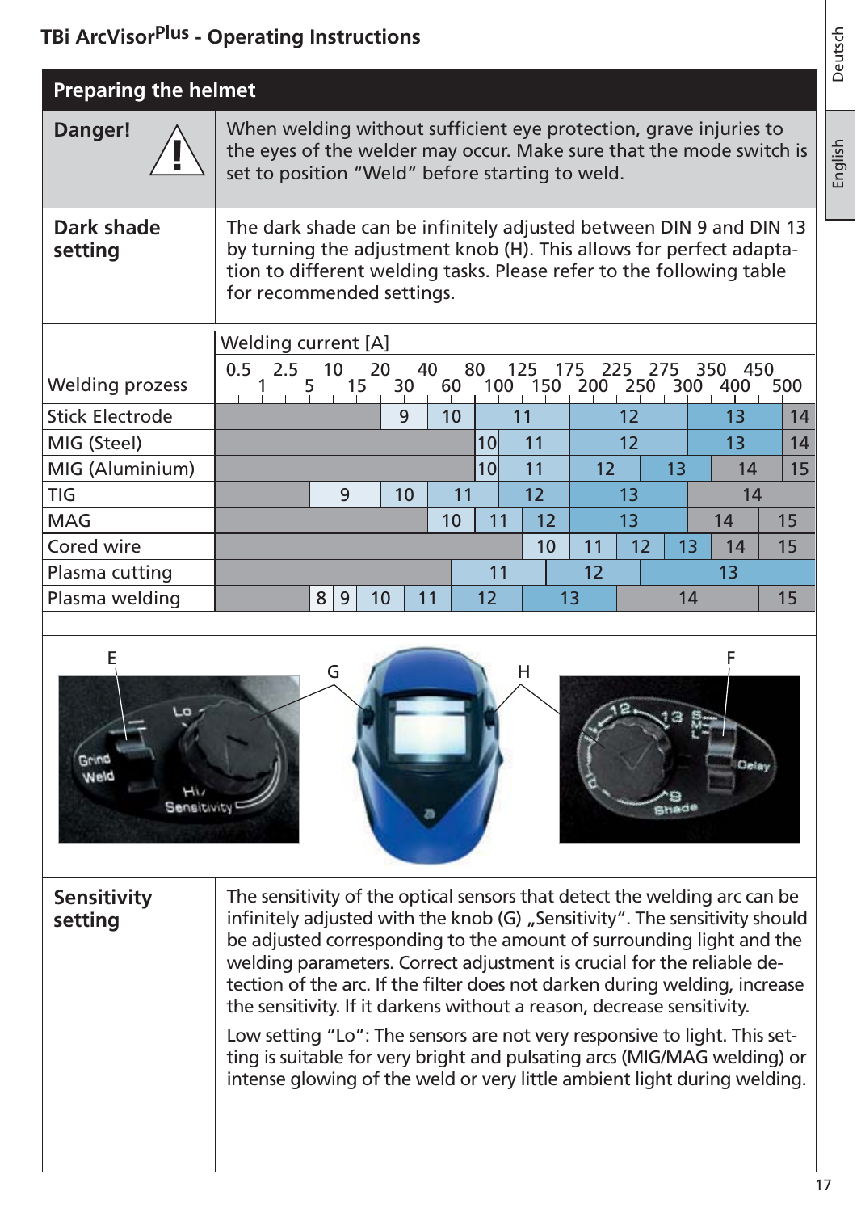## Preparing the helmet

| | |
|---|---|
| **Danger!** | When welding without sufficient eye protection, grave injuries to the eyes of the welder may occur. Make sure that the mode switch is set to position "Weld" before starting to weld. |
| **Dark shade setting** | The dark shade can be infinitely adjusted between DIN 9 and DIN 13 by turning the adjustment knob (H). This allows for perfect adaptation to different welding tasks. Please refer to the following table for recommended settings. |

Welding current [A]

| Welding prozess | 0.5 | 1 | 2.5 | 5 | 10 | 15 | 20 | 30 | 40 | 60 | 80 | 100 | 125 | 150 | 175 | 200 | 225 | 250 | 275 | 300 | 350 | 400 | 450 | 500 |
|---|---|---|---|---|---|---|---|---|---|---|---|---|---|---|---|---|---|---|---|---|---|---|---|---|
| Stick Electrode | | | | | | | 9 | | 10 | | 11 | | | | 12 | | | | | | 13 | | | 14 |
| MIG (Steel) | | | | | | | | | | | 10 | 11 | | | 12 | | | | | | 13 | | | 14 |
| MIG (Aluminium) | | | | | | | | | | | 10 | 11 | | | 12 | | | 13 | | | 14 | | | 15 |
| TIG | | | | 9 | | | 10 | | 11 | | | 12 | | | 13 | | | | | 14 | | | | |
| MAG | | | | | | | | | 10 | | 11 | | 12 | | 13 | | | | | 14 | | | 15 | |
| Cored wire | | | | | | | | | | | | | 10 | | 11 | | 12 | | 13 | | 14 | | 15 | |
| Plasma cutting | | | | | | | | | | 11 | | | | 12 | | | | 13 | | | | | | |
| Plasma welding | | | | 8 | 9 | 10 | | 11 | | 12 | | | 13 | | | | 14 | | | | | | 15 | |

E G H F

Lo
Grind
Weld
Hi
Sensitivity

12 13 S M L
11
10
9
Shade
Delay

| | |
|---|---|
| **Sensitivity setting** | The sensitivity of the optical sensors that detect the welding arc can be infinitely adjusted with the knob (G) „Sensitivity". The sensitivity should be adjusted corresponding to the amount of surrounding light and the welding parameters. Correct adjustment is crucial for the reliable detection of the arc. If the filter does not darken during welding, increase the sensitivity. If it darkens without a reason, decrease sensitivity.<br><br>Low setting "Lo": The sensors are not very responsive to light. This setting is suitable for very bright and pulsating arcs (MIG/MAG welding) or intense glowing of the weld or very little ambient light during welding. |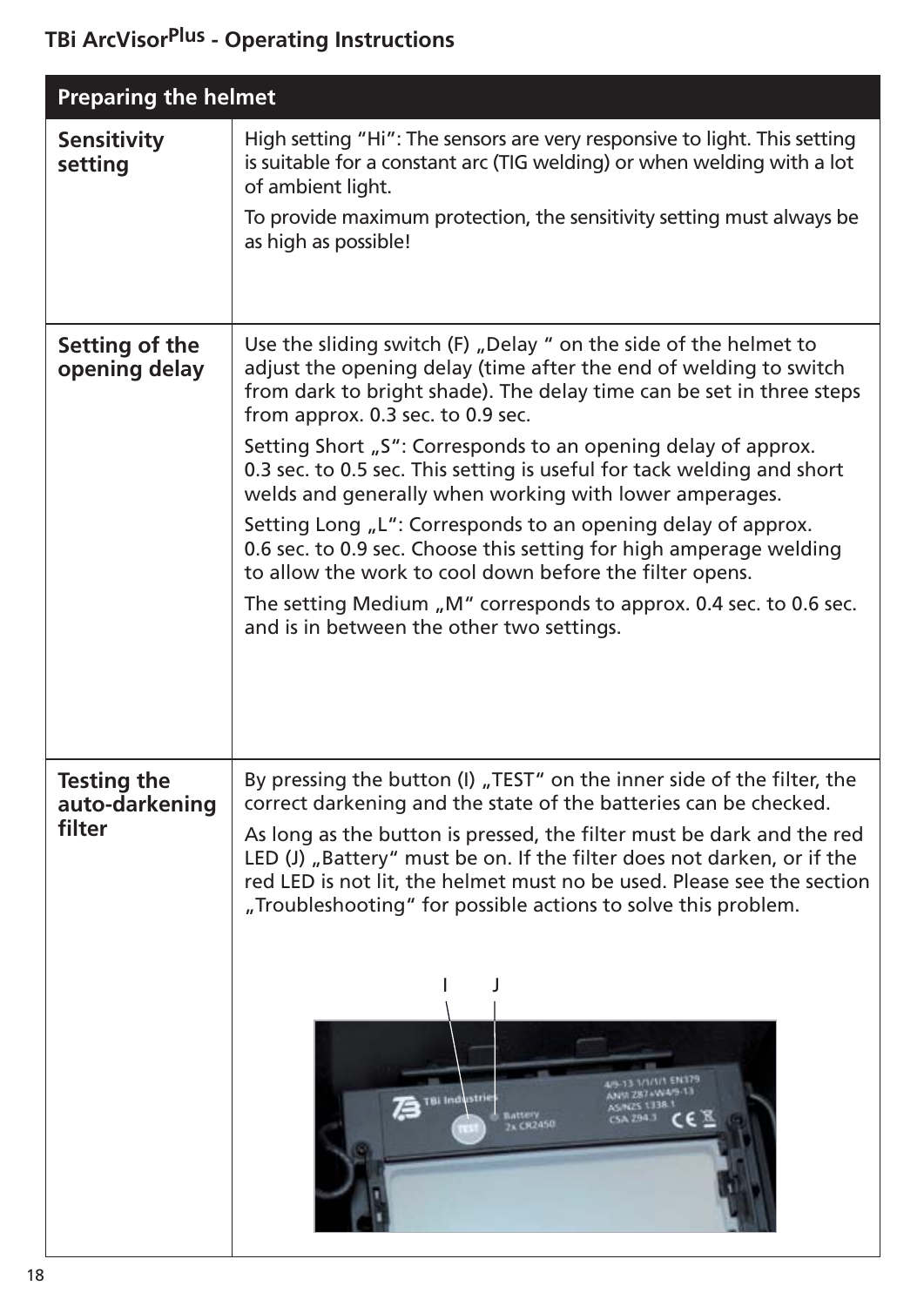| Preparing the helmet | |
|---|---|
| **Sensitivity setting** | High setting “Hi”: The sensors are very responsive to light. This setting is suitable for a constant arc (TIG welding) or when welding with a lot of ambient light.<br><br>To provide maximum protection, the sensitivity setting must always be as high as possible! |
| **Setting of the opening delay** | Use the sliding switch (F) „Delay “ on the side of the helmet to adjust the opening delay (time after the end of welding to switch from dark to bright shade). The delay time can be set in three steps from approx. 0.3 sec. to 0.9 sec.<br><br>Setting Short „S“: Corresponds to an opening delay of approx. 0.3 sec. to 0.5 sec. This setting is useful for tack welding and short welds and generally when working with lower amperages.<br><br>Setting Long „L“: Corresponds to an opening delay of approx. 0.6 sec. to 0.9 sec. Choose this setting for high amperage welding to allow the work to cool down before the filter opens.<br><br>The setting Medium „M“ corresponds to approx. 0.4 sec. to 0.6 sec. and is in between the other two settings. |
| **Testing the auto-darkening filter** | By pressing the button (I) „TEST“ on the inner side of the filter, the correct darkening and the state of the batteries can be checked.<br><br>As long as the button is pressed, the filter must be dark and the red LED (J) „Battery“ must be on. If the filter does not darken, or if the red LED is not lit, the helmet must no be used. Please see the section „Troubleshooting“ for possible actions to solve this problem.<br><br>I J |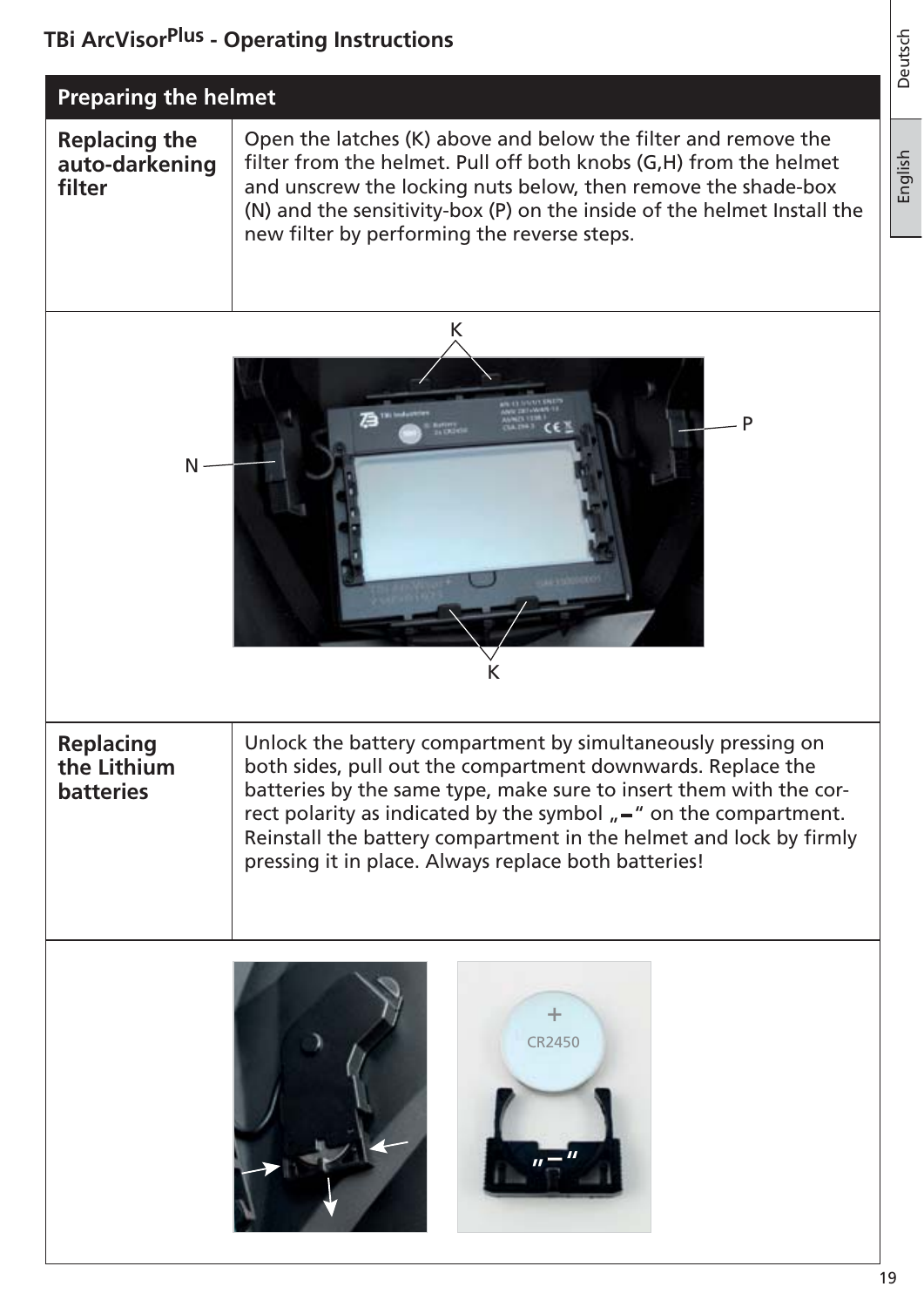## Preparing the helmet

| | |
|---|---|
| **Replacing the auto-darkening filter** | Open the latches (K) above and below the filter and remove the filter from the helmet. Pull off both knobs (G,H) from the helmet and unscrew the locking nuts below, then remove the shade-box (N) and the sensitivity-box (P) on the inside of the helmet Install the new filter by performing the reverse steps. |
| **Replacing the Lithium batteries** | Unlock the battery compartment by simultaneously pressing on both sides, pull out the compartment downwards. Replace the batteries by the same type, make sure to insert them with the correct polarity as indicated by the symbol „–" on the compartment. Reinstall the battery compartment in the helmet and lock by firmly pressing it in place. Always replace both batteries! |

K

N

P

K

+
CR2450
"–"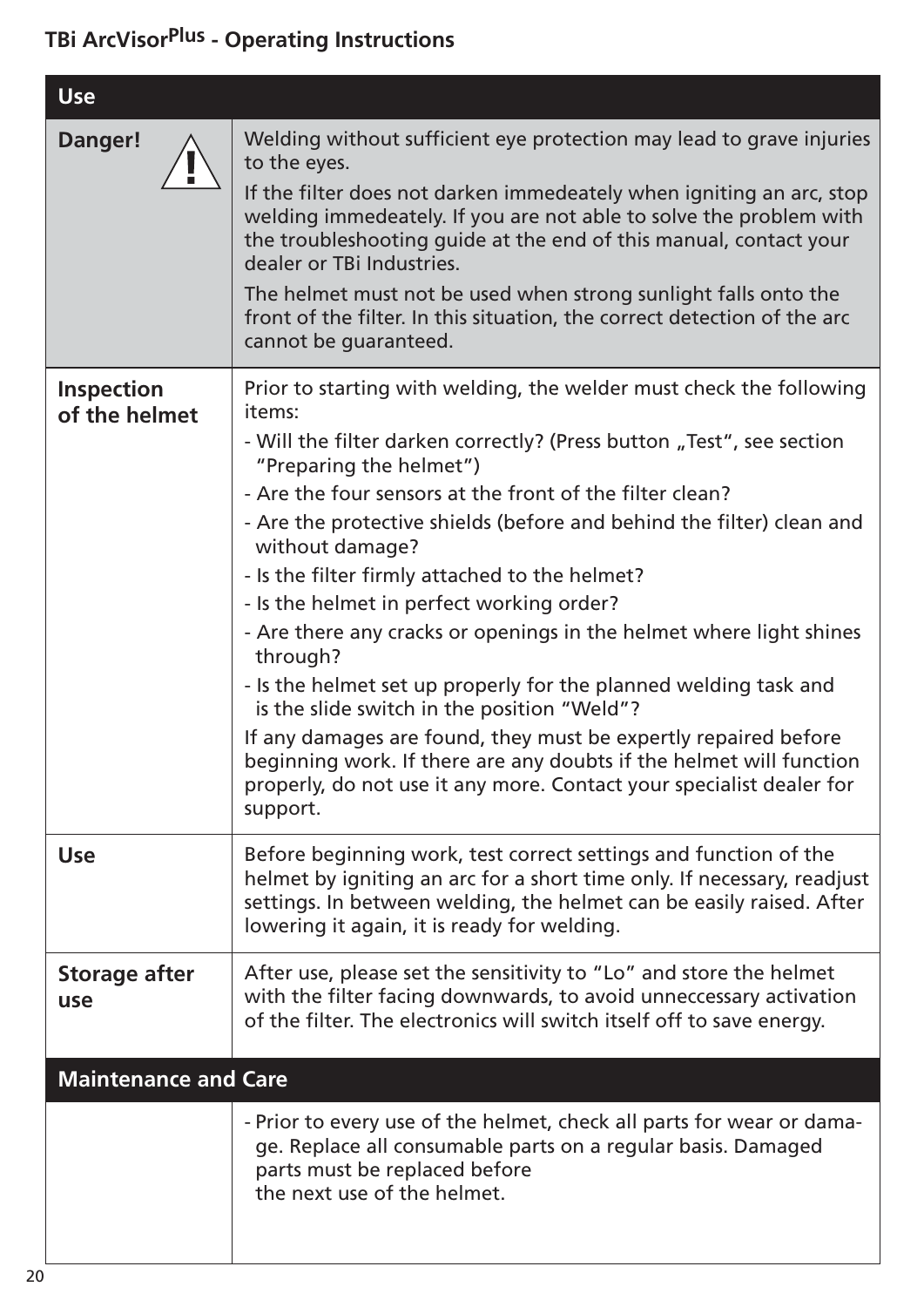# TBi ArcVisor[Plus] - Operating Instructions

## Use

| | |
|---|---|
| **Danger!** | Welding without sufficient eye protection may lead to grave injuries to the eyes.<br><br>If the filter does not darken immedeately when igniting an arc, stop welding immedeately. If you are not able to solve the problem with the troubleshooting guide at the end of this manual, contact your dealer or TBi Industries.<br><br>The helmet must not be used when strong sunlight falls onto the front of the filter. In this situation, the correct detection of the arc cannot be guaranteed. |
| **Inspection of the helmet** | Prior to starting with welding, the welder must check the following items:<br>- Will the filter darken correctly? (Press button „Test“, see section “Preparing the helmet”)<br>- Are the four sensors at the front of the filter clean?<br>- Are the protective shields (before and behind the filter) clean and without damage?<br>- Is the filter firmly attached to the helmet?<br>- Is the helmet in perfect working order?<br>- Are there any cracks or openings in the helmet where light shines through?<br>- Is the helmet set up properly for the planned welding task and is the slide switch in the position “Weld”?<br><br>If any damages are found, they must be expertly repaired before beginning work. If there are any doubts if the helmet will function properly, do not use it any more. Contact your specialist dealer for support. |
| **Use** | Before beginning work, test correct settings and function of the helmet by igniting an arc for a short time only. If necessary, readjust settings. In between welding, the helmet can be easily raised. After lowering it again, it is ready for welding. |
| **Storage after use** | After use, please set the sensitivity to “Lo” and store the helmet with the filter facing downwards, to avoid unneccessary activation of the filter. The electronics will switch itself off to save energy. |

## Maintenance and Care

| | |
|---|---|
| | - Prior to every use of the helmet, check all parts for wear or damage. Replace all consumable parts on a regular basis. Damaged parts must be replaced before the next use of the helmet. |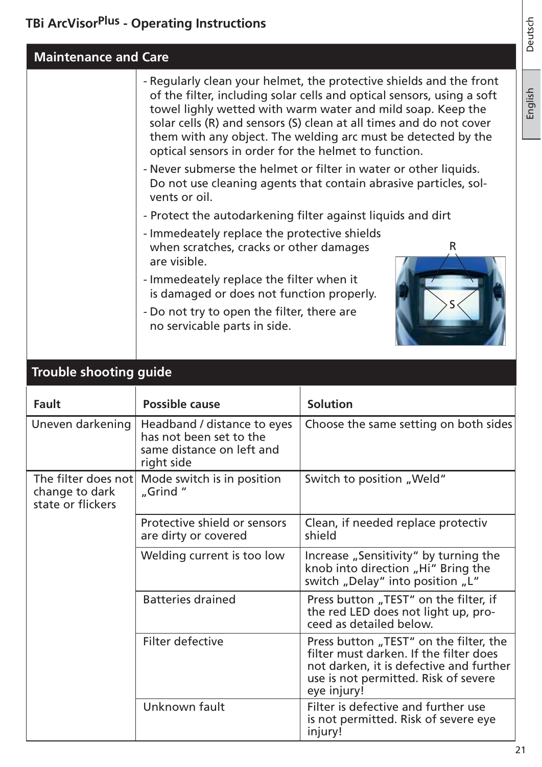## Maintenance and Care

- Regularly clean your helmet, the protective shields and the front of the filter, including solar cells and optical sensors, using a soft towel lighly wetted with warm water and mild soap. Keep the solar cells (R) and sensors (S) clean at all times and do not cover them with any object. The welding arc must be detected by the optical sensors in order for the helmet to function.
- Never submerse the helmet or filter in water or other liquids. Do not use cleaning agents that contain abrasive particles, solvents or oil.
- Protect the autodarkening filter against liquids and dirt
- Immedeately replace the protective shields when scratches, cracks or other damages are visible.
- Immedeately replace the filter when it is damaged or does not function properly.
- Do not try to open the filter, there are no servicable parts in side.

R

S

## Trouble shooting guide

| Fault | Possible cause | Solution |
|---|---|---|
| Uneven darkening | Headband / distance to eyes has not been set to the same distance on left and right side | Choose the same setting on both sides |
| The filter does not change to dark state or flickers | Mode switch is in position „Grind “ | Switch to position „Weld“ |
| | Protective shield or sensors are dirty or covered | Clean, if needed replace protectiv shield |
| | Welding current is too low | Increase „Sensitivity“ by turning the knob into direction „Hi“ Bring the switch „Delay“ into position „L“ |
| | Batteries drained | Press button „TEST“ on the filter, if the red LED does not light up, proceed as detailed below. |
| | Filter defective | Press button „TEST“ on the filter, the filter must darken. If the filter does not darken, it is defective and further use is not permitted. Risk of severe eye injury! |
| | Unknown fault | Filter is defective and further use is not permitted. Risk of severe eye injury! |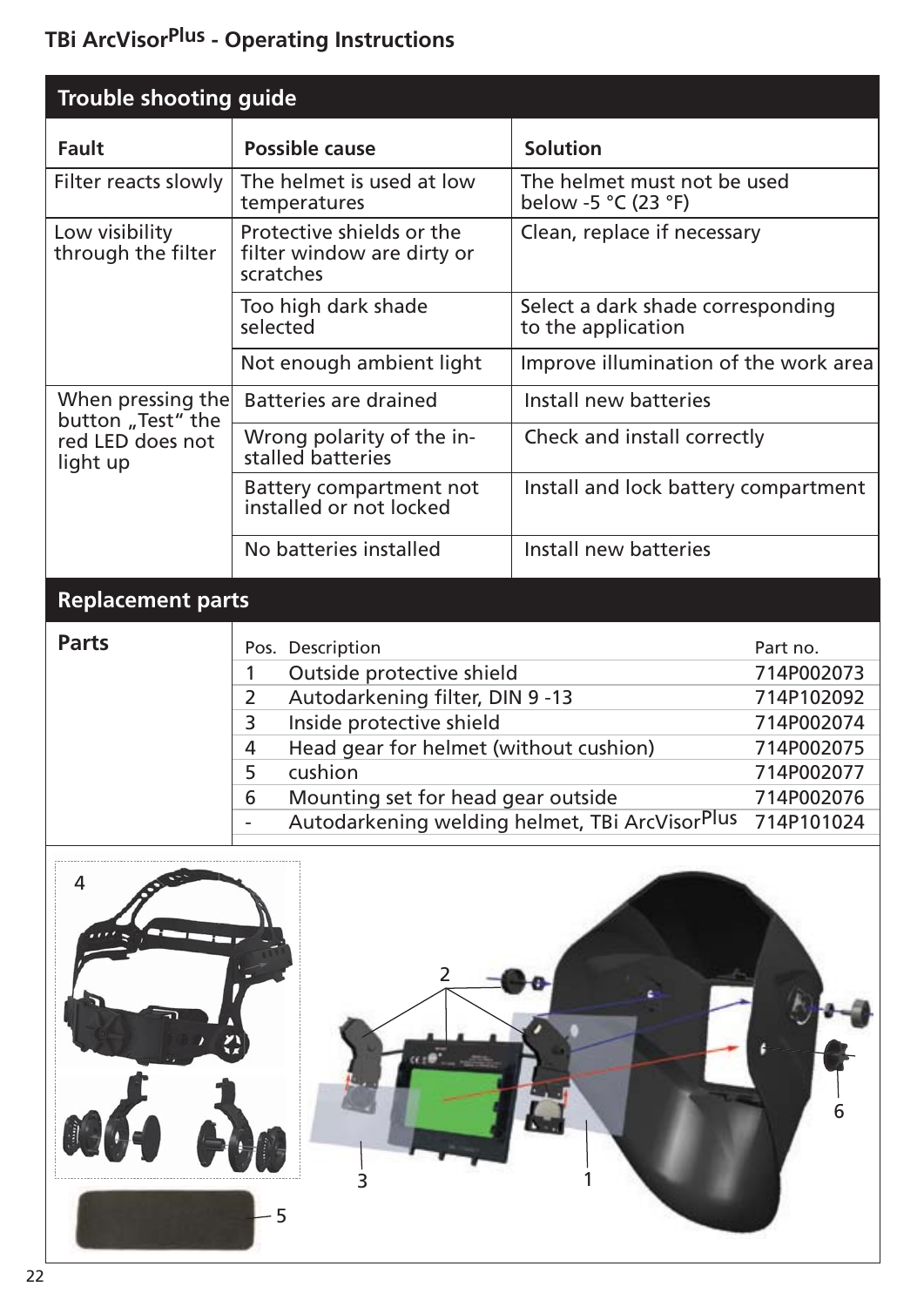## Trouble shooting guide

| Fault | Possible cause | Solution |
|---|---|---|
| Filter reacts slowly | The helmet is used at low temperatures | The helmet must not be used below -5 °C (23 °F) |
| Low visibility through the filter | Protective shields or the filter window are dirty or scratches | Clean, replace if necessary |
| | Too high dark shade selected | Select a dark shade corresponding to the application |
| | Not enough ambient light | Improve illumination of the work area |
| When pressing the button „Test“ the red LED does not light up | Batteries are drained | Install new batteries |
| | Wrong polarity of the installed batteries | Check and install correctly |
| | Battery compartment not installed or not locked | Install and lock battery compartment |
| | No batteries installed | Install new batteries |

## Replacement parts

**Parts**

| Pos. | Description | Part no. |
|---|---|---|
| 1 | Outside protective shield | 714P002073 |
| 2 | Autodarkening filter, DIN 9 -13 | 714P102092 |
| 3 | Inside protective shield | 714P002074 |
| 4 | Head gear for helmet (without cushion) | 714P002075 |
| 5 | cushion | 714P002077 |
| 6 | Mounting set for head gear outside | 714P002076 |
| - | Autodarkening welding helmet, TBi ArcVisor^Plus | 714P101024 |

4

2

6

3

1

5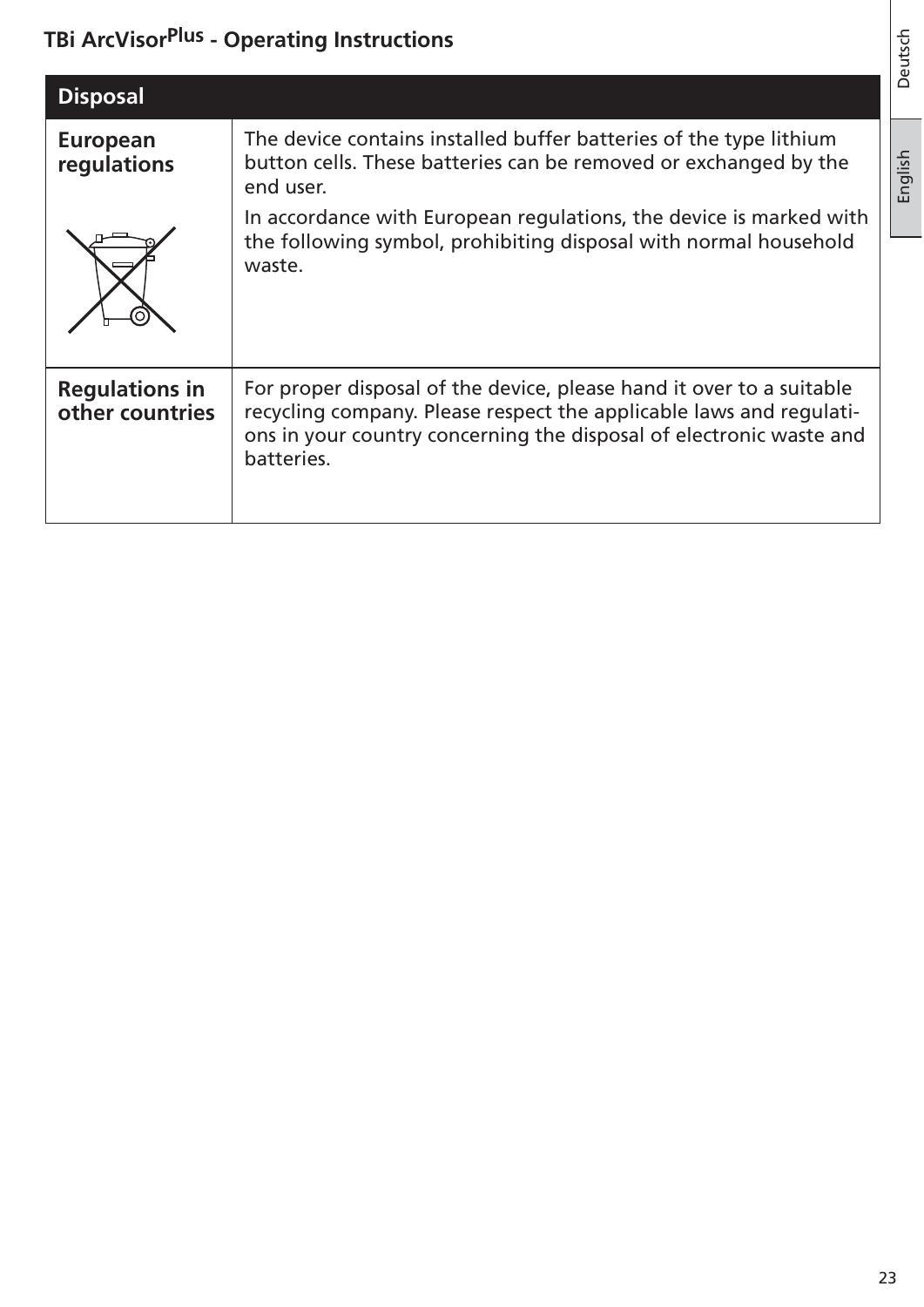| Disposal | |
|---|---|
| **European regulations** | The device contains installed buffer batteries of the type lithium button cells. These batteries can be removed or exchanged by the end user. In accordance with European regulations, the device is marked with the following symbol, prohibiting disposal with normal household waste. |
| **Regulations in other countries** | For proper disposal of the device, please hand it over to a suitable recycling company. Please respect the applicable laws and regulations in your country concerning the disposal of electronic waste and batteries. |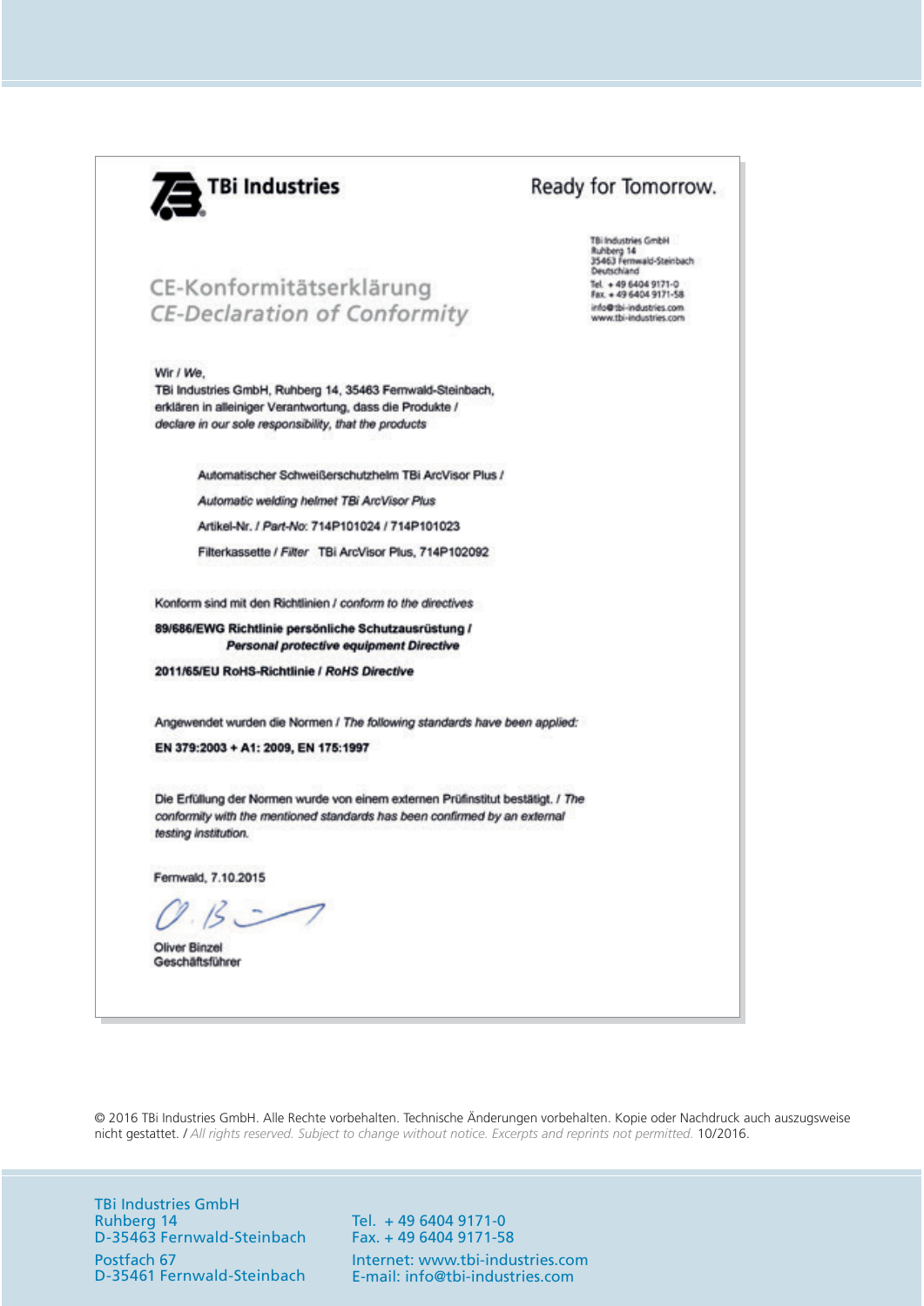**TBi Industries** Ready for Tomorrow.

TBi Industries GmbH
Ruhberg 14
35463 Fernwald-Steinbach
Deutschland
Tel. + 49 6404 9171-0
Fax. + 49 6404 9171-58
info@tbi-industries.com
www.tbi-industries.com

# CE-Konformitätserklärung
# *CE-Declaration of Conformity*

Wir / *We*,
TBi Industries GmbH, Ruhberg 14, 35463 Fernwald-Steinbach,
erklären in alleiniger Verantwortung, dass die Produkte /
*declare in our sole responsibility, that the products*

Automatischer Schweißerschutzhelm TBi ArcVisor Plus /
*Automatic welding helmet TBi ArcVisor Plus*
Artikel-Nr. / *Part-No:* 714P101024 / 714P101023
Filterkassette / *Filter* TBi ArcVisor Plus, 714P102092

Konform sind mit den Richtlinien / *conform to the directives*

**89/686/EWG Richtlinie persönliche Schutzausrüstung /**
***Personal protective equipment Directive***

**2011/65/EU RoHS-Richtlinie / *RoHS Directive***

Angewendet wurden die Normen / *The following standards have been applied:*

**EN 379:2003 + A1: 2009, EN 175:1997**

Die Erfüllung der Normen wurde von einem externen Prüfinstitut bestätigt. / *The conformity with the mentioned standards has been confirmed by an external testing institution.*

Fernwald, 7.10.2015

Oliver Binzel
Geschäftsführer

© 2016 TBi Industries GmbH. Alle Rechte vorbehalten. Technische Änderungen vorbehalten. Kopie oder Nachdruck auch auszugsweise nicht gestattet. / *All rights reserved. Subject to change without notice. Excerpts and reprints not permitted.* 10/2016.

TBi Industries GmbH
Ruhberg 14
D-35463 Fernwald-Steinbach
Postfach 67
D-35461 Fernwald-Steinbach

Tel. + 49 6404 9171-0
Fax. + 49 6404 9171-58
Internet: www.tbi-industries.com
E-mail: info@tbi-industries.com